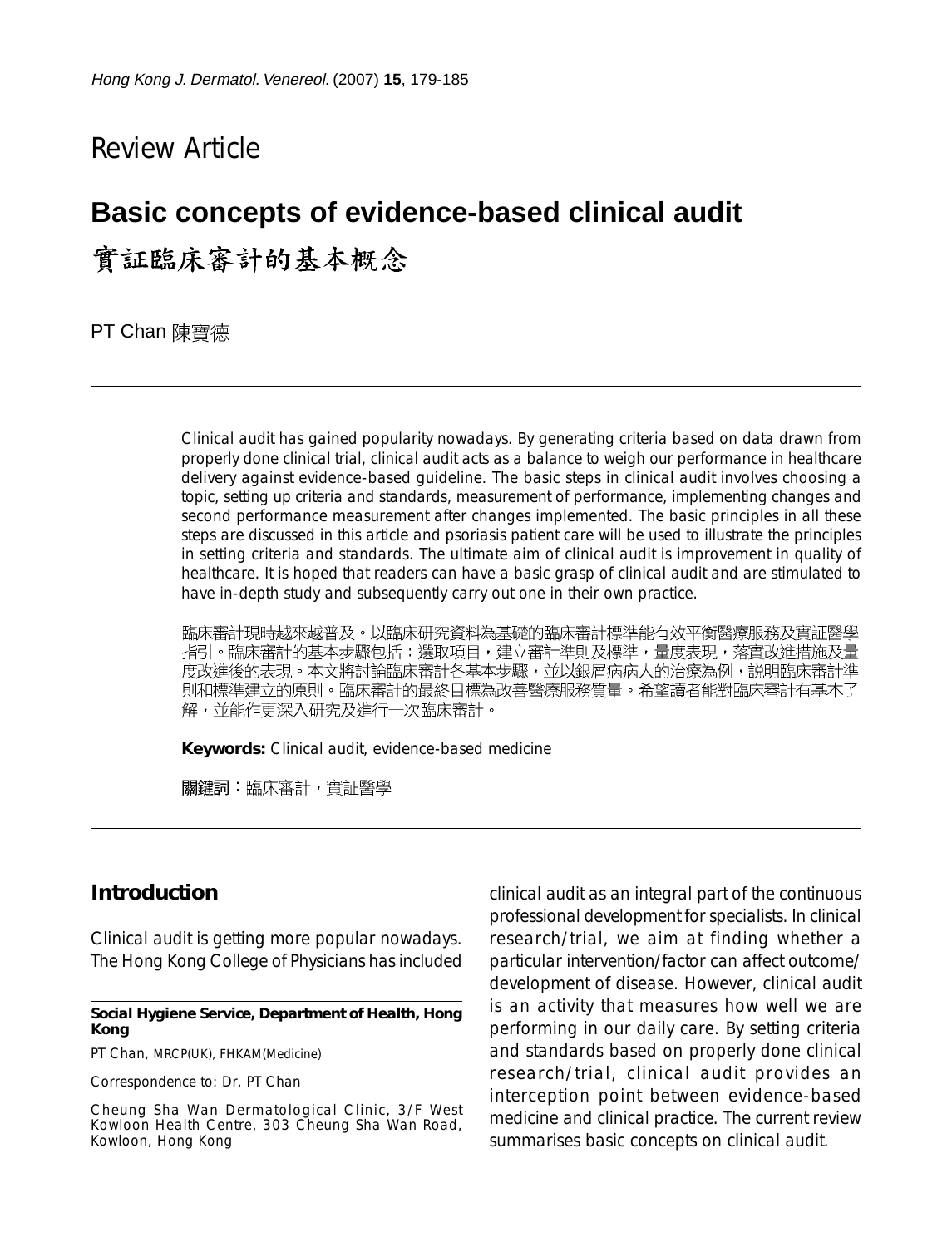Review Article

# Basic concepts of evidence-based clinical audit

# 實証臨床審計的基本概念

PT Chan 陳寶德

Clinical audit has gained popularity nowadays. By generating criteria based on data drawn from properly done clinical trial, clinical audit acts as a balance to weigh our performance in healthcare delivery against evidence-based guideline. The basic steps in clinical audit involves choosing a topic, setting up criteria and standards, measurement of performance, implementing changes and second performance measurement after changes implemented. The basic principles in all these steps are discussed in this article and psoriasis patient care will be used to illustrate the principles in setting criteria and standards. The ultimate aim of clinical audit is improvement in quality of healthcare. It is hoped that readers can have a basic grasp of clinical audit and are stimulated to have in-depth study and subsequently carry out one in their own practice.

臨床審計現時越來越普及。以臨床研究資料為基礎的臨床審計標準能有效平衡醫療服務及實証醫學指引。臨床審計的基本步驟包括：選取項目，建立審計準則及標準，量度表現，落實改進措施及量度改進後的表現。本文將討論臨床審計各基本步驟，並以銀屑病病人的治療為例，説明臨床審計準則和標準建立的原則。臨床審計的最終目標為改善醫療服務質量。希望讀者能對臨床審計有基本了解，並能作更深入研究及進行一次臨床審計。

**Keywords:** Clinical audit, evidence-based medicine

**關鍵詞**：臨床審計，實証醫學

## Introduction

Clinical audit is getting more popular nowadays. The Hong Kong College of Physicians has included clinical audit as an integral part of the continuous professional development for specialists. In clinical research/trial, we aim at finding whether a particular intervention/factor can affect outcome/development of disease. However, clinical audit is an activity that measures how well we are performing in our daily care. By setting criteria and standards based on properly done clinical research/trial, clinical audit provides an interception point between evidence-based medicine and clinical practice. The current review summarises basic concepts on clinical audit.

**Social Hygiene Service, Department of Health, Hong Kong**

PT Chan, MRCP(UK), FHKAM(Medicine)

Correspondence to: Dr. PT Chan

Cheung Sha Wan Dermatological Clinic, 3/F West Kowloon Health Centre, 303 Cheung Sha Wan Road, Kowloon, Hong Kong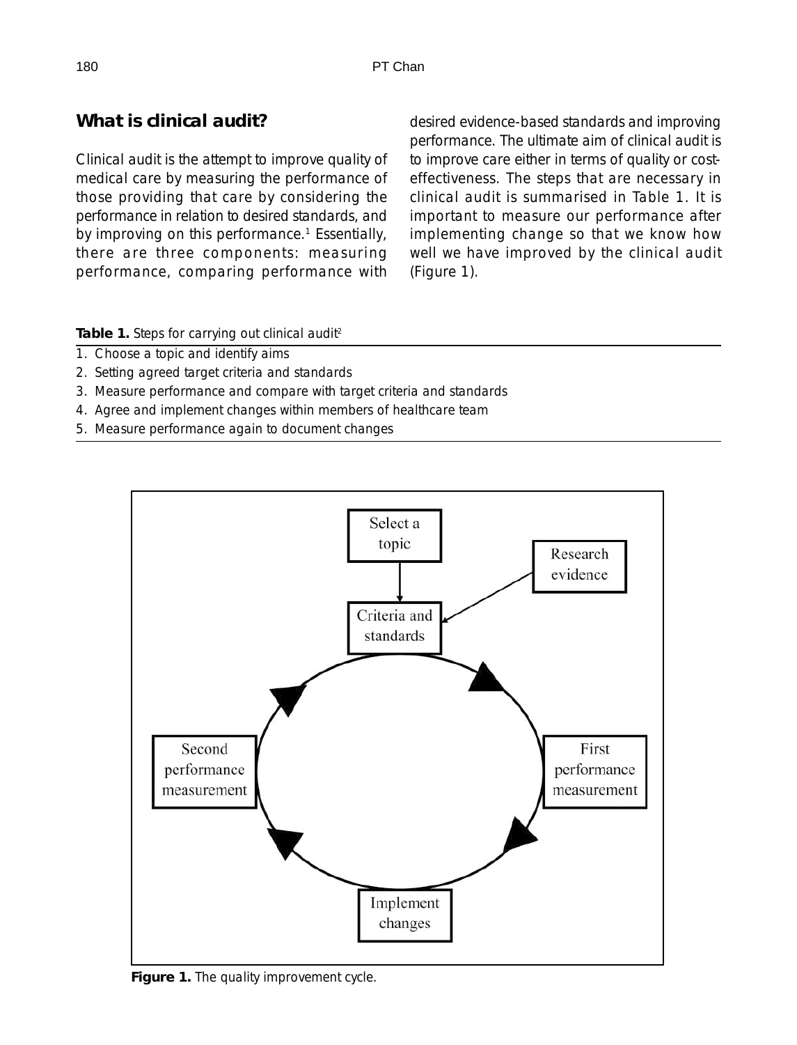## What is clinical audit?

Clinical audit is the attempt to improve quality of medical care by measuring the performance of those providing that care by considering the performance in relation to desired standards, and by improving on this performance.[1] Essentially, there are three components: measuring performance, comparing performance with desired evidence-based standards and improving performance. The ultimate aim of clinical audit is to improve care either in terms of quality or cost-effectiveness. The steps that are necessary in clinical audit is summarised in Table 1. It is important to measure our performance after implementing change so that we know how well we have improved by the clinical audit (Figure 1).

**Table 1.** Steps for carrying out clinical audit[2]

1. Choose a topic and identify aims
2. Setting agreed target criteria and standards
3. Measure performance and compare with target criteria and standards
4. Agree and implement changes within members of healthcare team
5. Measure performance again to document changes

Select a topic → Criteria and standards ← Research evidence

Criteria and standards → First performance measurement → Implement changes → Second performance measurement → Criteria and standards

**Figure 1.** The quality improvement cycle.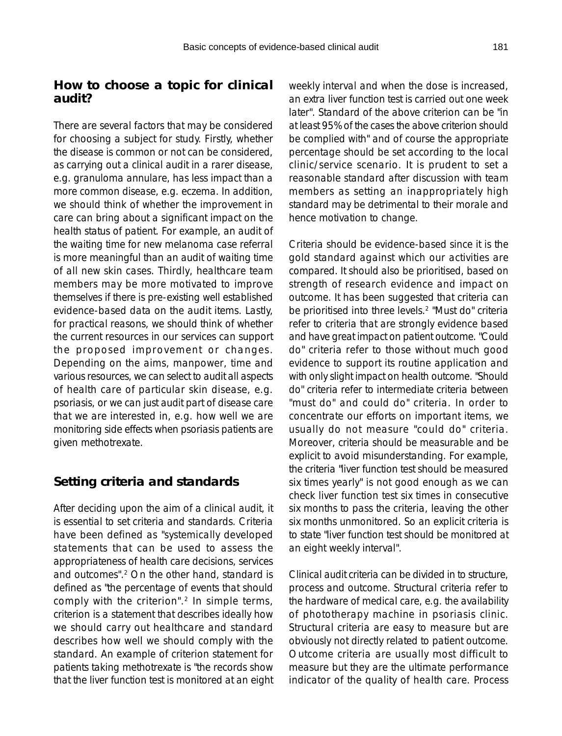## How to choose a topic for clinical audit?

There are several factors that may be considered for choosing a subject for study. Firstly, whether the disease is common or not can be considered, as carrying out a clinical audit in a rarer disease, e.g. granuloma annulare, has less impact than a more common disease, e.g. eczema. In addition, we should think of whether the improvement in care can bring about a significant impact on the health status of patient. For example, an audit of the waiting time for new melanoma case referral is more meaningful than an audit of waiting time of all new skin cases. Thirdly, healthcare team members may be more motivated to improve themselves if there is pre-existing well established evidence-based data on the audit items. Lastly, for practical reasons, we should think of whether the current resources in our services can support the proposed improvement or changes. Depending on the aims, manpower, time and various resources, we can select to audit all aspects of health care of particular skin disease, e.g. psoriasis, or we can just audit part of disease care that we are interested in, e.g. how well we are monitoring side effects when psoriasis patients are given methotrexate.

## Setting criteria and standards

After deciding upon the aim of a clinical audit, it is essential to set criteria and standards. Criteria have been defined as "systemically developed statements that can be used to assess the appropriateness of health care decisions, services and outcomes".[2] On the other hand, standard is defined as "the percentage of events that should comply with the criterion".[2] In simple terms, criterion is a statement that describes ideally how we should carry out healthcare and standard describes how well we should comply with the standard. An example of criterion statement for patients taking methotrexate is "the records show that the liver function test is monitored at an eight weekly interval and when the dose is increased, an extra liver function test is carried out one week later". Standard of the above criterion can be "in at least 95% of the cases the above criterion should be complied with" and of course the appropriate percentage should be set according to the local clinic/service scenario. It is prudent to set a reasonable standard after discussion with team members as setting an inappropriately high standard may be detrimental to their morale and hence motivation to change.

Criteria should be evidence-based since it is the gold standard against which our activities are compared. It should also be prioritised, based on strength of research evidence and impact on outcome. It has been suggested that criteria can be prioritised into three levels.[2] "Must do" criteria refer to criteria that are strongly evidence based and have great impact on patient outcome. "Could do" criteria refer to those without much good evidence to support its routine application and with only slight impact on health outcome. "Should do" criteria refer to intermediate criteria between "must do" and could do" criteria. In order to concentrate our efforts on important items, we usually do not measure "could do" criteria. Moreover, criteria should be measurable and be explicit to avoid misunderstanding. For example, the criteria "liver function test should be measured six times yearly" is not good enough as we can check liver function test six times in consecutive six months to pass the criteria, leaving the other six months unmonitored. So an explicit criteria is to state "liver function test should be monitored at an eight weekly interval".

Clinical audit criteria can be divided in to structure, process and outcome. Structural criteria refer to the hardware of medical care, e.g. the availability of phototherapy machine in psoriasis clinic. Structural criteria are easy to measure but are obviously not directly related to patient outcome. Outcome criteria are usually most difficult to measure but they are the ultimate performance indicator of the quality of health care. Process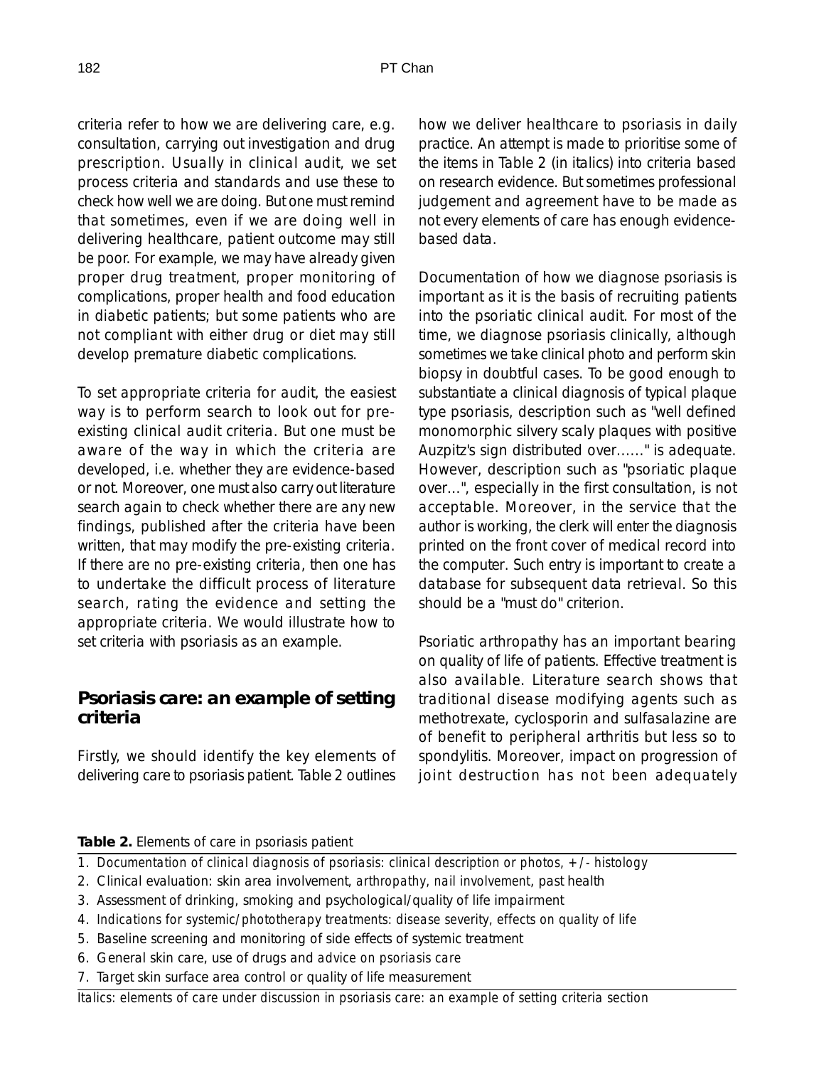criteria refer to how we are delivering care, e.g. consultation, carrying out investigation and drug prescription. Usually in clinical audit, we set process criteria and standards and use these to check how well we are doing. But one must remind that sometimes, even if we are doing well in delivering healthcare, patient outcome may still be poor. For example, we may have already given proper drug treatment, proper monitoring of complications, proper health and food education in diabetic patients; but some patients who are not compliant with either drug or diet may still develop premature diabetic complications.

To set appropriate criteria for audit, the easiest way is to perform search to look out for pre-existing clinical audit criteria. But one must be aware of the way in which the criteria are developed, i.e. whether they are evidence-based or not. Moreover, one must also carry out literature search again to check whether there are any new findings, published after the criteria have been written, that may modify the pre-existing criteria. If there are no pre-existing criteria, then one has to undertake the difficult process of literature search, rating the evidence and setting the appropriate criteria. We would illustrate how to set criteria with psoriasis as an example.

## Psoriasis care: an example of setting criteria

Firstly, we should identify the key elements of delivering care to psoriasis patient. Table 2 outlines how we deliver healthcare to psoriasis in daily practice. An attempt is made to prioritise some of the items in Table 2 (in italics) into criteria based on research evidence. But sometimes professional judgement and agreement have to be made as not every elements of care has enough evidence-based data.

Documentation of how we diagnose psoriasis is important as it is the basis of recruiting patients into the psoriatic clinical audit. For most of the time, we diagnose psoriasis clinically, although sometimes we take clinical photo and perform skin biopsy in doubtful cases. To be good enough to substantiate a clinical diagnosis of typical plaque type psoriasis, description such as "well defined monomorphic silvery scaly plaques with positive Auzpitz's sign distributed over......" is adequate. However, description such as "psoriatic plaque over...", especially in the first consultation, is not acceptable. Moreover, in the service that the author is working, the clerk will enter the diagnosis printed on the front cover of medical record into the computer. Such entry is important to create a database for subsequent data retrieval. So this should be a "must do" criterion.

Psoriatic arthropathy has an important bearing on quality of life of patients. Effective treatment is also available. Literature search shows that traditional disease modifying agents such as methotrexate, cyclosporin and sulfasalazine are of benefit to peripheral arthritis but less so to spondylitis. Moreover, impact on progression of joint destruction has not been adequately

**Table 2.** Elements of care in psoriasis patient

1. *Documentation of clinical diagnosis of psoriasis: clinical description or photos, +/- histology*
2. Clinical evaluation: skin area involvement, *arthropathy, nail involvement*, past health
3. Assessment of drinking, smoking and psychological/quality of life impairment
4. *Indications for systemic/phototherapy treatments: disease severity, effects on quality of life*
5. Baseline screening and monitoring of side effects of systemic treatment
6. General skin care, use of drugs and *advice on psoriasis care*
7. Target skin surface area control or quality of life measurement

*Italics: elements of care under discussion in psoriasis care: an example of setting criteria section*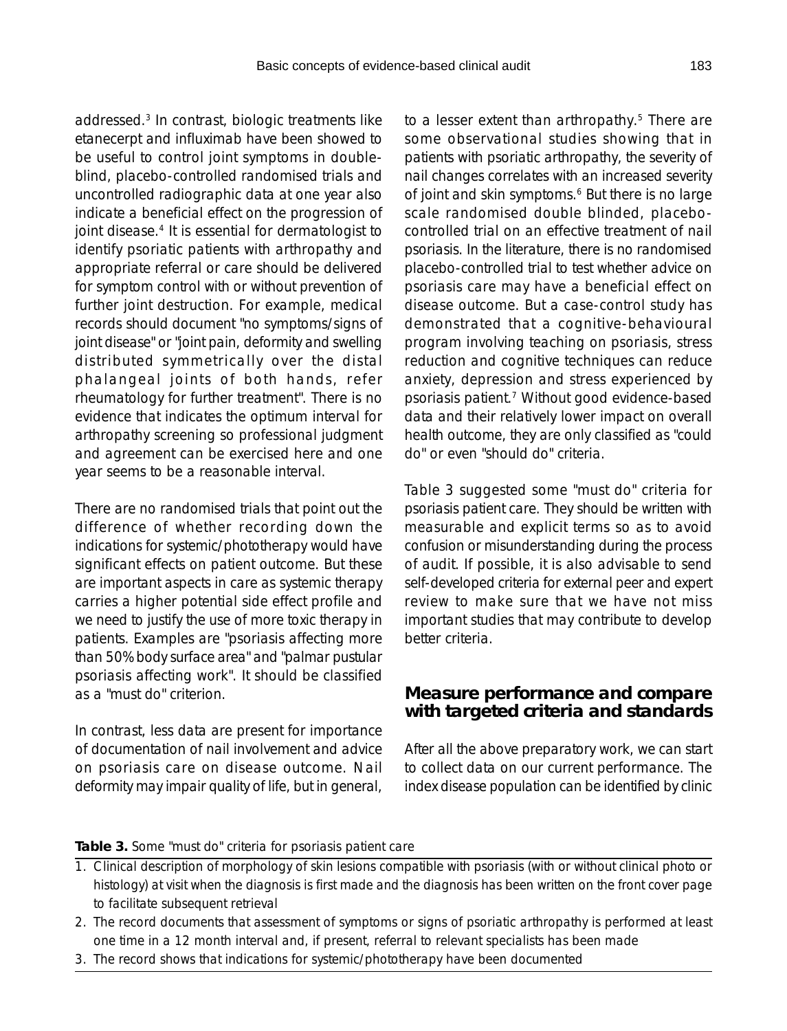addressed.[3] In contrast, biologic treatments like etanecerpt and influximab have been showed to be useful to control joint symptoms in double-blind, placebo-controlled randomised trials and uncontrolled radiographic data at one year also indicate a beneficial effect on the progression of joint disease.[4] It is essential for dermatologist to identify psoriatic patients with arthropathy and appropriate referral or care should be delivered for symptom control with or without prevention of further joint destruction. For example, medical records should document "no symptoms/signs of joint disease" or "joint pain, deformity and swelling distributed symmetrically over the distal phalangeal joints of both hands, refer rheumatology for further treatment". There is no evidence that indicates the optimum interval for arthropathy screening so professional judgment and agreement can be exercised here and one year seems to be a reasonable interval.

There are no randomised trials that point out the difference of whether recording down the indications for systemic/phototherapy would have significant effects on patient outcome. But these are important aspects in care as systemic therapy carries a higher potential side effect profile and we need to justify the use of more toxic therapy in patients. Examples are "psoriasis affecting more than 50% body surface area" and "palmar pustular psoriasis affecting work". It should be classified as a "must do" criterion.

In contrast, less data are present for importance of documentation of nail involvement and advice on psoriasis care on disease outcome. Nail deformity may impair quality of life, but in general, to a lesser extent than arthropathy.[5] There are some observational studies showing that in patients with psoriatic arthropathy, the severity of nail changes correlates with an increased severity of joint and skin symptoms.[6] But there is no large scale randomised double blinded, placebo-controlled trial on an effective treatment of nail psoriasis. In the literature, there is no randomised placebo-controlled trial to test whether advice on psoriasis care may have a beneficial effect on disease outcome. But a case-control study has demonstrated that a cognitive-behavioural program involving teaching on psoriasis, stress reduction and cognitive techniques can reduce anxiety, depression and stress experienced by psoriasis patient.[7] Without good evidence-based data and their relatively lower impact on overall health outcome, they are only classified as "could do" or even "should do" criteria.

Table 3 suggested some "must do" criteria for psoriasis patient care. They should be written with measurable and explicit terms so as to avoid confusion or misunderstanding during the process of audit. If possible, it is also advisable to send self-developed criteria for external peer and expert review to make sure that we have not miss important studies that may contribute to develop better criteria.

## Measure performance and compare with targeted criteria and standards

After all the above preparatory work, we can start to collect data on our current performance. The index disease population can be identified by clinic

**Table 3.** Some "must do" criteria for psoriasis patient care

1. Clinical description of morphology of skin lesions compatible with psoriasis (with or without clinical photo or histology) at visit when the diagnosis is first made and the diagnosis has been written on the front cover page to facilitate subsequent retrieval
2. The record documents that assessment of symptoms or signs of psoriatic arthropathy is performed at least one time in a 12 month interval and, if present, referral to relevant specialists has been made
3. The record shows that indications for systemic/phototherapy have been documented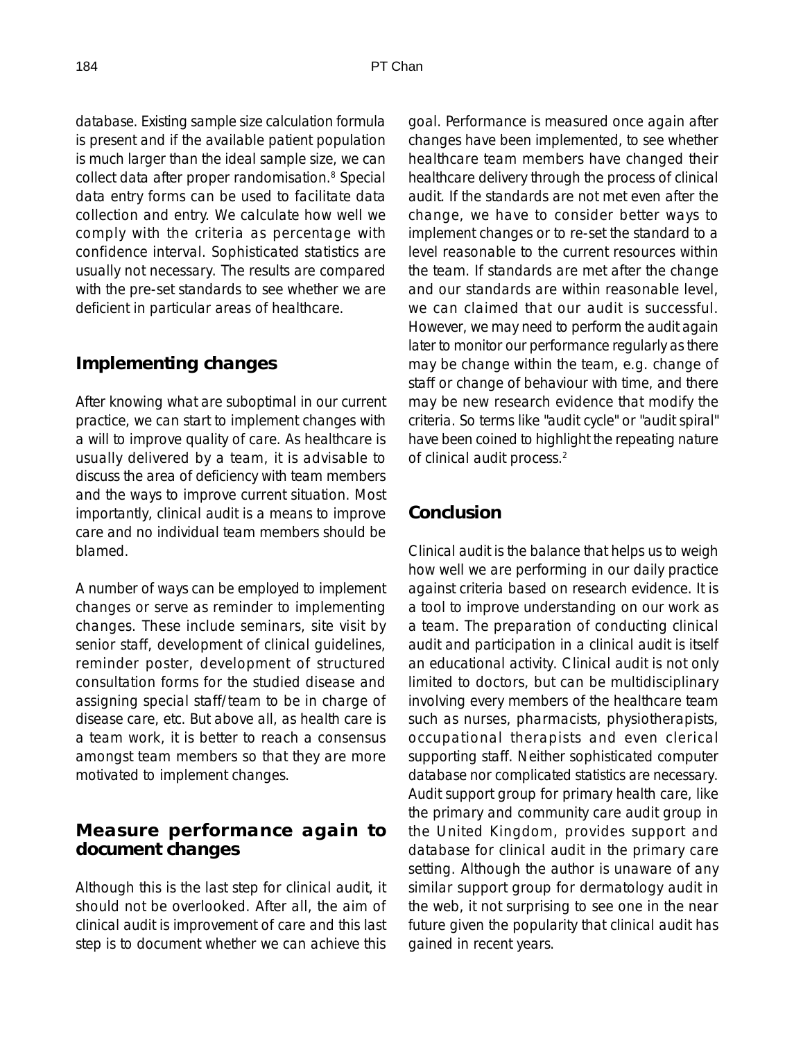database. Existing sample size calculation formula is present and if the available patient population is much larger than the ideal sample size, we can collect data after proper randomisation.[8] Special data entry forms can be used to facilitate data collection and entry. We calculate how well we comply with the criteria as percentage with confidence interval. Sophisticated statistics are usually not necessary. The results are compared with the pre-set standards to see whether we are deficient in particular areas of healthcare.

## Implementing changes

After knowing what are suboptimal in our current practice, we can start to implement changes with a will to improve quality of care. As healthcare is usually delivered by a team, it is advisable to discuss the area of deficiency with team members and the ways to improve current situation. Most importantly, clinical audit is a means to improve care and no individual team members should be blamed.

A number of ways can be employed to implement changes or serve as reminder to implementing changes. These include seminars, site visit by senior staff, development of clinical guidelines, reminder poster, development of structured consultation forms for the studied disease and assigning special staff/team to be in charge of disease care, etc. But above all, as health care is a team work, it is better to reach a consensus amongst team members so that they are more motivated to implement changes.

## Measure performance again to document changes

Although this is the last step for clinical audit, it should not be overlooked. After all, the aim of clinical audit is improvement of care and this last step is to document whether we can achieve this goal. Performance is measured once again after changes have been implemented, to see whether healthcare team members have changed their healthcare delivery through the process of clinical audit. If the standards are not met even after the change, we have to consider better ways to implement changes or to re-set the standard to a level reasonable to the current resources within the team. If standards are met after the change and our standards are within reasonable level, we can claimed that our audit is successful. However, we may need to perform the audit again later to monitor our performance regularly as there may be change within the team, e.g. change of staff or change of behaviour with time, and there may be new research evidence that modify the criteria. So terms like "audit cycle" or "audit spiral" have been coined to highlight the repeating nature of clinical audit process.[2]

## Conclusion

Clinical audit is the balance that helps us to weigh how well we are performing in our daily practice against criteria based on research evidence. It is a tool to improve understanding on our work as a team. The preparation of conducting clinical audit and participation in a clinical audit is itself an educational activity. Clinical audit is not only limited to doctors, but can be multidisciplinary involving every members of the healthcare team such as nurses, pharmacists, physiotherapists, occupational therapists and even clerical supporting staff. Neither sophisticated computer database nor complicated statistics are necessary. Audit support group for primary health care, like the primary and community care audit group in the United Kingdom, provides support and database for clinical audit in the primary care setting. Although the author is unaware of any similar support group for dermatology audit in the web, it not surprising to see one in the near future given the popularity that clinical audit has gained in recent years.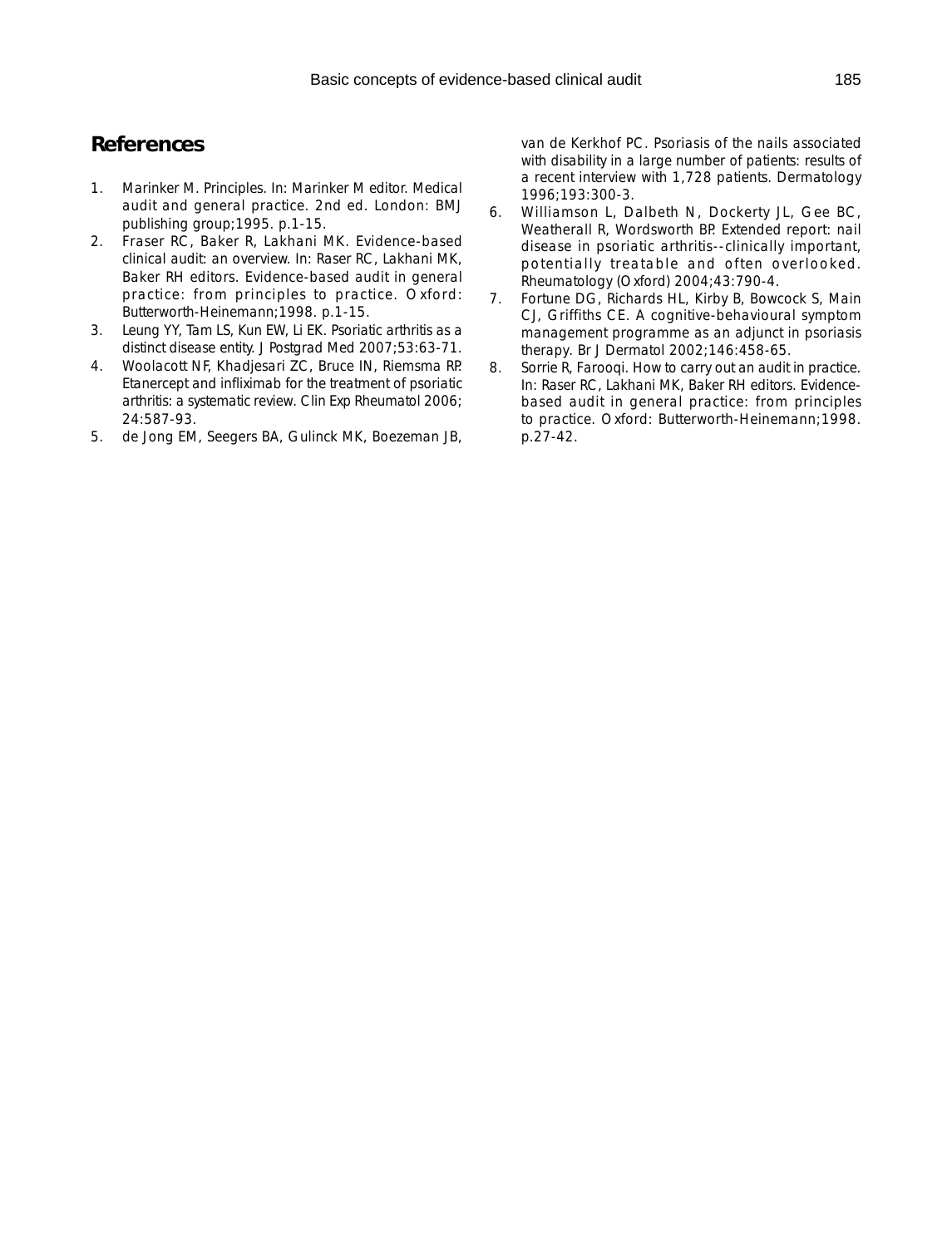## References

1. Marinker M. Principles. In: Marinker M editor. Medical audit and general practice. 2nd ed. London: BMJ publishing group;1995. p.1-15.
2. Fraser RC, Baker R, Lakhani MK. Evidence-based clinical audit: an overview. In: Raser RC, Lakhani MK, Baker RH editors. Evidence-based audit in general practice: from principles to practice. Oxford: Butterworth-Heinemann;1998. p.1-15.
3. Leung YY, Tam LS, Kun EW, Li EK. Psoriatic arthritis as a distinct disease entity. J Postgrad Med 2007;53:63-71.
4. Woolacott NF, Khadjesari ZC, Bruce IN, Riemsma RP. Etanercept and infliximab for the treatment of psoriatic arthritis: a systematic review. Clin Exp Rheumatol 2006; 24:587-93.
5. de Jong EM, Seegers BA, Gulinck MK, Boezeman JB, van de Kerkhof PC. Psoriasis of the nails associated with disability in a large number of patients: results of a recent interview with 1,728 patients. Dermatology 1996;193:300-3.
6. Williamson L, Dalbeth N, Dockerty JL, Gee BC, Weatherall R, Wordsworth BP. Extended report: nail disease in psoriatic arthritis--clinically important, potentially treatable and often overlooked. Rheumatology (Oxford) 2004;43:790-4.
7. Fortune DG, Richards HL, Kirby B, Bowcock S, Main CJ, Griffiths CE. A cognitive-behavioural symptom management programme as an adjunct in psoriasis therapy. Br J Dermatol 2002;146:458-65.
8. Sorrie R, Farooqi. How to carry out an audit in practice. In: Raser RC, Lakhani MK, Baker RH editors. Evidence-based audit in general practice: from principles to practice. Oxford: Butterworth-Heinemann;1998. p.27-42.